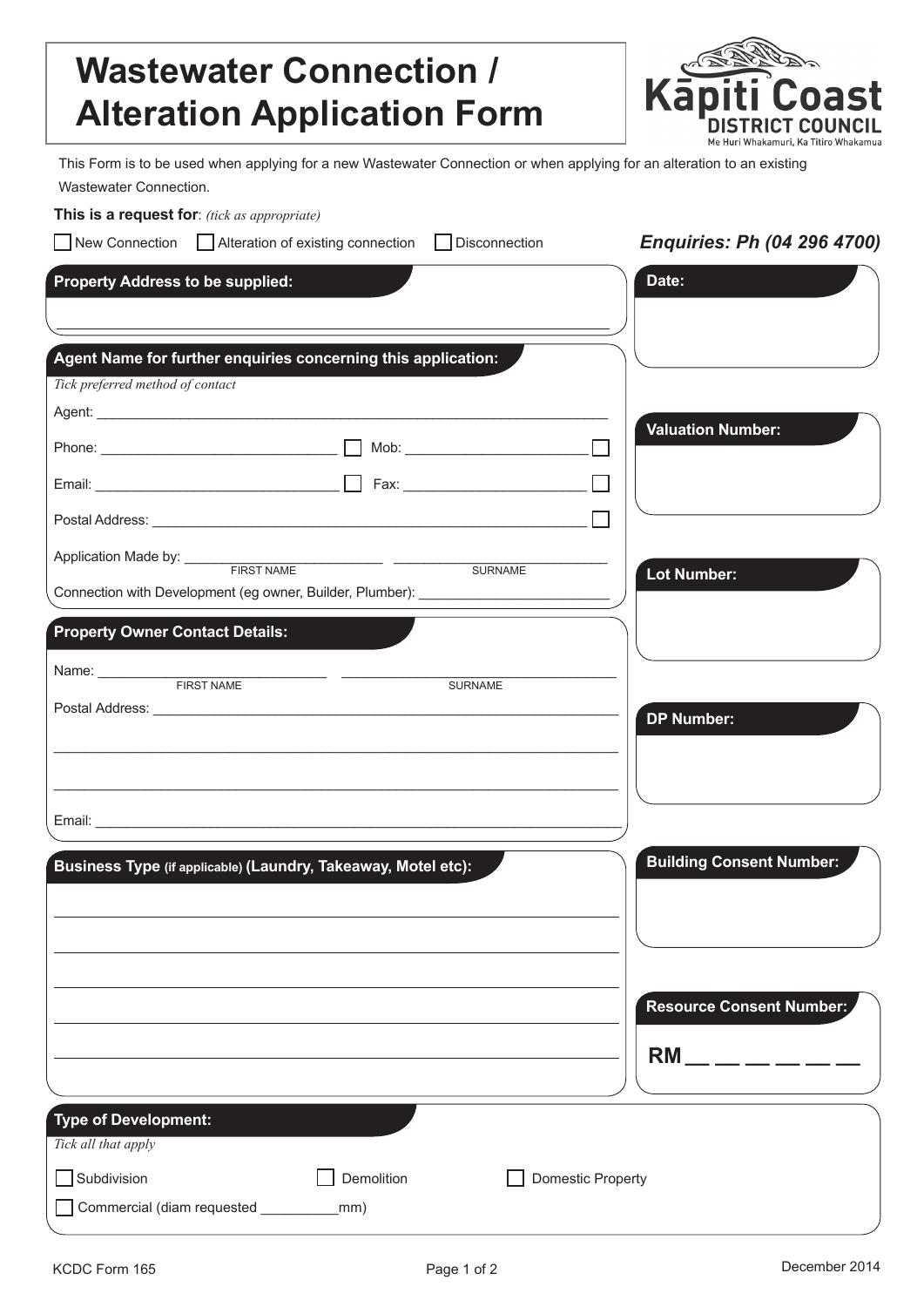# Wastewater Connection / Alteration Application Form

**Kāpiti Coast DISTRICT COUNCIL**
Me Huri Whakamuri, Ka Titiro Whakamua

This Form is to be used when applying for a new Wastewater Connection or when applying for an alteration to an existing Wastewater Connection.

**This is a request for**: *(tick as appropriate)*

☐ New Connection ☐ Alteration of existing connection ☐ Disconnection

***Enquiries: Ph (04 296 4700)***

**Property Address to be supplied:**

\_\_\_\_\_\_\_\_\_\_\_\_\_\_\_\_\_\_\_\_\_\_\_\_\_\_\_\_\_\_\_\_\_\_\_\_\_\_\_\_\_\_\_\_\_\_\_\_\_\_\_\_\_\_\_\_\_\_\_\_\_\_\_\_\_\_

**Date:**

**Agent Name for further enquiries concerning this application:**

*Tick preferred method of contact*

Agent: \_\_\_\_\_\_\_\_\_\_\_\_\_\_\_\_\_\_\_\_\_\_\_\_\_\_\_\_\_\_\_\_\_\_\_\_\_\_\_\_\_\_\_\_\_\_\_\_\_\_\_\_\_\_\_\_\_\_

Phone: \_\_\_\_\_\_\_\_\_\_\_\_\_\_\_\_\_\_\_\_\_\_\_\_\_\_\_\_ ☐ Mob: \_\_\_\_\_\_\_\_\_\_\_\_\_\_\_\_\_\_\_\_\_\_\_\_ ☐

Email: \_\_\_\_\_\_\_\_\_\_\_\_\_\_\_\_\_\_\_\_\_\_\_\_\_\_\_\_\_\_ ☐ Fax: \_\_\_\_\_\_\_\_\_\_\_\_\_\_\_\_\_\_\_\_\_\_\_\_ ☐

Postal Address: \_\_\_\_\_\_\_\_\_\_\_\_\_\_\_\_\_\_\_\_\_\_\_\_\_\_\_\_\_\_\_\_\_\_\_\_\_\_\_\_\_\_\_\_\_\_\_\_\_\_\_\_\_ ☐

Application Made by: \_\_\_\_\_\_\_\_\_\_\_\_\_\_\_\_\_\_\_\_\_\_\_\_ \_\_\_\_\_\_\_\_\_\_\_\_\_\_\_\_\_\_\_\_\_\_\_\_
FIRST NAME SURNAME

Connection with Development (eg owner, Builder, Plumber): \_\_\_\_\_\_\_\_\_\_\_\_\_\_\_\_\_\_\_\_\_\_\_\_

**Valuation Number:**

**Lot Number:**

**Property Owner Contact Details:**

Name: \_\_\_\_\_\_\_\_\_\_\_\_\_\_\_\_\_\_\_\_\_\_\_\_\_\_\_\_ \_\_\_\_\_\_\_\_\_\_\_\_\_\_\_\_\_\_\_\_\_\_\_\_\_\_\_\_\_\_\_\_\_\_\_\_
FIRST NAME SURNAME

Postal Address: \_\_\_\_\_\_\_\_\_\_\_\_\_\_\_\_\_\_\_\_\_\_\_\_\_\_\_\_\_\_\_\_\_\_\_\_\_\_\_\_\_\_\_\_\_\_\_\_\_\_\_\_\_\_\_\_\_\_

\_\_\_\_\_\_\_\_\_\_\_\_\_\_\_\_\_\_\_\_\_\_\_\_\_\_\_\_\_\_\_\_\_\_\_\_\_\_\_\_\_\_\_\_\_\_\_\_\_\_\_\_\_\_\_\_\_\_\_\_\_\_\_\_\_\_\_\_

\_\_\_\_\_\_\_\_\_\_\_\_\_\_\_\_\_\_\_\_\_\_\_\_\_\_\_\_\_\_\_\_\_\_\_\_\_\_\_\_\_\_\_\_\_\_\_\_\_\_\_\_\_\_\_\_\_\_\_\_\_\_\_\_\_\_\_\_

Email: \_\_\_\_\_\_\_\_\_\_\_\_\_\_\_\_\_\_\_\_\_\_\_\_\_\_\_\_\_\_\_\_\_\_\_\_\_\_\_\_\_\_\_\_\_\_\_\_\_\_\_\_\_\_\_\_\_\_\_\_\_\_\_

**DP Number:**

**Business Type (if applicable) (Laundry, Takeaway, Motel etc):**

\_\_\_\_\_\_\_\_\_\_\_\_\_\_\_\_\_\_\_\_\_\_\_\_\_\_\_\_\_\_\_\_\_\_\_\_\_\_\_\_\_\_\_\_\_\_\_\_\_\_\_\_\_\_\_\_\_\_\_\_\_\_\_\_\_\_\_\_

\_\_\_\_\_\_\_\_\_\_\_\_\_\_\_\_\_\_\_\_\_\_\_\_\_\_\_\_\_\_\_\_\_\_\_\_\_\_\_\_\_\_\_\_\_\_\_\_\_\_\_\_\_\_\_\_\_\_\_\_\_\_\_\_\_\_\_\_

\_\_\_\_\_\_\_\_\_\_\_\_\_\_\_\_\_\_\_\_\_\_\_\_\_\_\_\_\_\_\_\_\_\_\_\_\_\_\_\_\_\_\_\_\_\_\_\_\_\_\_\_\_\_\_\_\_\_\_\_\_\_\_\_\_\_\_\_

\_\_\_\_\_\_\_\_\_\_\_\_\_\_\_\_\_\_\_\_\_\_\_\_\_\_\_\_\_\_\_\_\_\_\_\_\_\_\_\_\_\_\_\_\_\_\_\_\_\_\_\_\_\_\_\_\_\_\_\_\_\_\_\_\_\_\_\_

\_\_\_\_\_\_\_\_\_\_\_\_\_\_\_\_\_\_\_\_\_\_\_\_\_\_\_\_\_\_\_\_\_\_\_\_\_\_\_\_\_\_\_\_\_\_\_\_\_\_\_\_\_\_\_\_\_\_\_\_\_\_\_\_\_\_\_\_

**Building Consent Number:**

**Resource Consent Number:**

**RM \_\_ \_\_ \_\_ \_\_ \_\_ \_\_**

**Type of Development:**

*Tick all that apply*

☐ Subdivision ☐ Demolition ☐ Domestic Property

☐ Commercial (diam requested \_\_\_\_\_\_\_\_\_\_mm)

KCDC Form 165

December 2014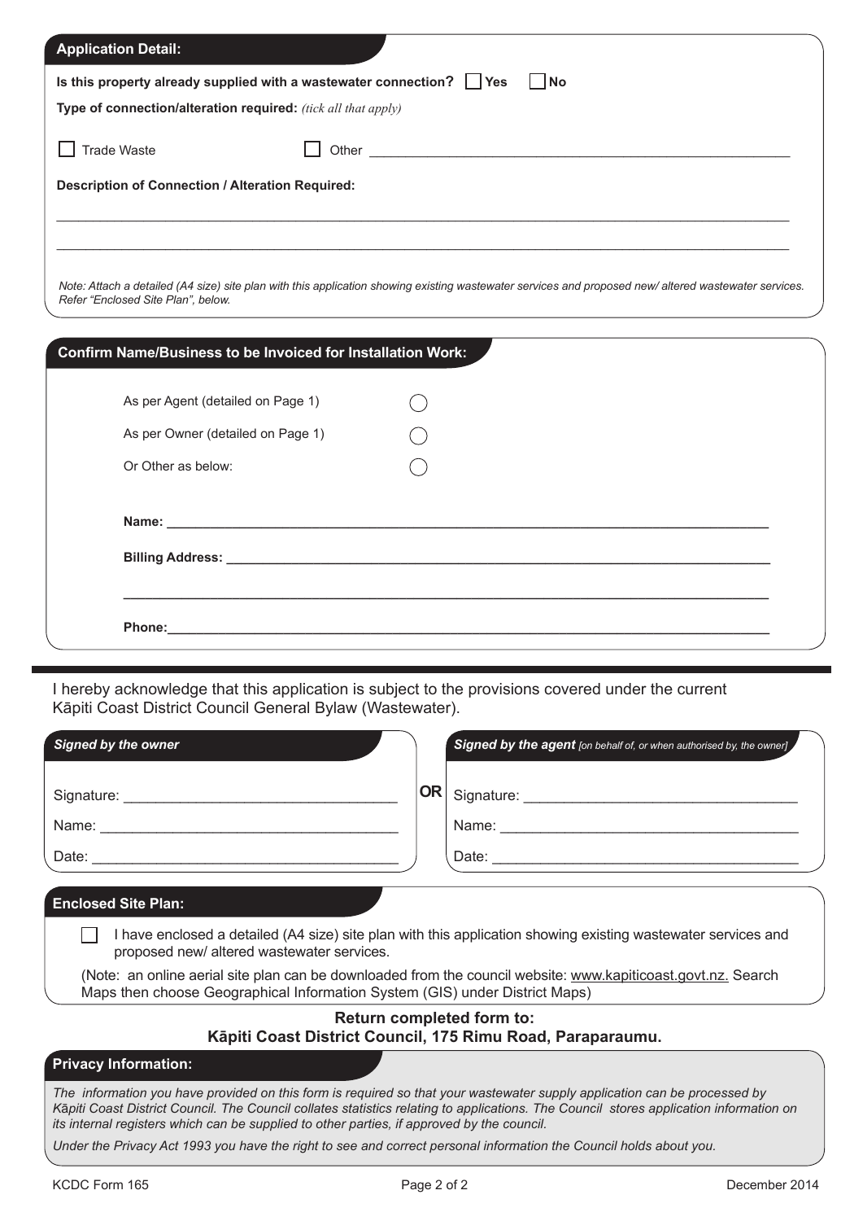## Application Detail:

**Is this property already supplied with a wastewater connection?** ☐ **Yes** ☐ **No**

**Type of connection/alteration required:** *(tick all that apply)*

☐ Trade Waste ☐ Other ______________________________

**Description of Connection / Alteration Required:**

______________________________________________________________________

______________________________________________________________________

*Note: Attach a detailed (A4 size) site plan with this application showing existing wastewater services and proposed new/ altered wastewater services. Refer "Enclosed Site Plan", below.*

## Confirm Name/Business to be Invoiced for Installation Work:

As per Agent (detailed on Page 1) ◯

As per Owner (detailed on Page 1) ◯

Or Other as below: ◯

**Name:** ______________________________________________________________________

**Billing Address:** ______________________________________________________________________

______________________________________________________________________

**Phone:** ______________________________________________________________________

I hereby acknowledge that this application is subject to the provisions covered under the current Kāpiti Coast District Council General Bylaw (Wastewater).

***Signed by the owner***

Signature: ______________________________

Name: ______________________________

Date: ______________________________

**OR**

***Signed by the agent*** *[on behalf of, or when authorised by, the owner]*

Signature: ______________________________

Name: ______________________________

Date: ______________________________

## Enclosed Site Plan:

☐ I have enclosed a detailed (A4 size) site plan with this application showing existing wastewater services and proposed new/ altered wastewater services.

(Note: an online aerial site plan can be downloaded from the council website: www.kapiticoast.govt.nz. Search Maps then choose Geographical Information System (GIS) under District Maps)

**Return completed form to:**
**Kāpiti Coast District Council, 175 Rimu Road, Paraparaumu.**

## Privacy Information:

*The information you have provided on this form is required so that your wastewater supply application can be processed by Kāpiti Coast District Council. The Council collates statistics relating to applications. The Council stores application information on its internal registers which can be supplied to other parties, if approved by the council.*

*Under the Privacy Act 1993 you have the right to see and correct personal information the Council holds about you.*

KCDC Form 165 December 2014